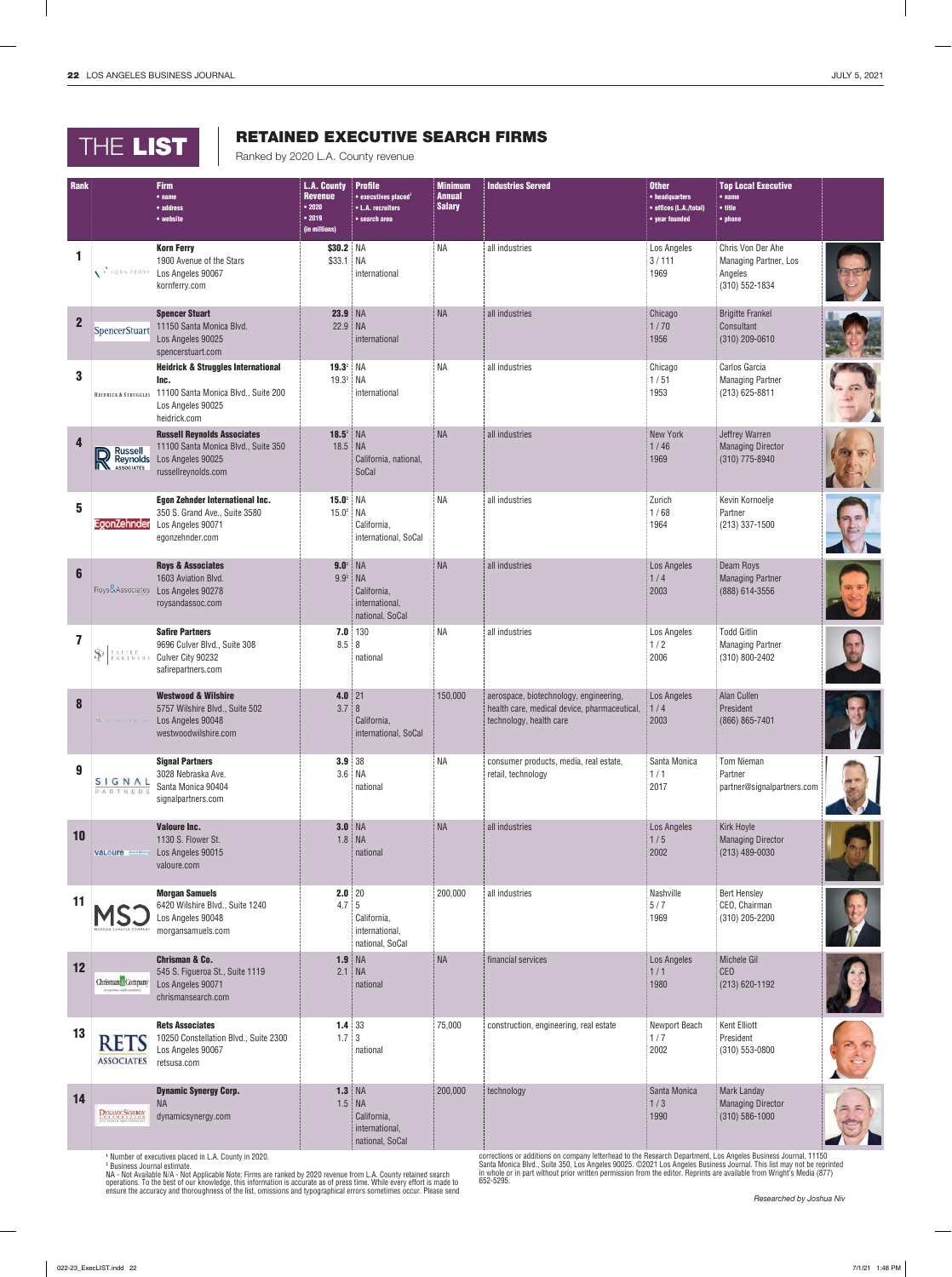# THE LIST

## RETAINED EXECUTIVE SEARCH FIRMS

Ranked by 2020 L.A. County revenue

| Rank | Firm • name • address • website | L.A. County Revenue • 2020 • 2019 (in millions) | Profile • executives placed[1] • L.A. recruiters • search area | Minimum Annual Salary | Industries Served | Other • headquarters • offices (L.A./total) • year founded | Top Local Executive • name • title • phone |
|---|---|---|---|---|---|---|---|
| 1 | **Korn Ferry** 1900 Avenue of the Stars Los Angeles 90067 kornferry.com | **$30.2** $33.1 | NA NA international | NA | all industries | Los Angeles 3 / 111 1969 | Chris Von Der Ahe Managing Partner, Los Angeles (310) 552-1834 |
| 2 | **Spencer Stuart** 11150 Santa Monica Blvd. Los Angeles 90025 spencerstuart.com | **23.9** 22.9 | NA NA international | NA | all industries | Chicago 1 / 70 1956 | Brigitte Frankel Consultant (310) 209-0610 |
| 3 | **Heidrick & Struggles International Inc.** 11100 Santa Monica Blvd., Suite 200 Los Angeles 90025 heidrick.com | **19.3**[2] 19.3[2] | NA NA international | NA | all industries | Chicago 1 / 51 1953 | Carlos Garcia Managing Partner (213) 625-8811 |
| 4 | **Russell Reynolds Associates** 11100 Santa Monica Blvd., Suite 350 Los Angeles 90025 russellreynolds.com | **18.5**[2] 18.5 | NA NA California, national, SoCal | NA | all industries | New York 1 / 46 1969 | Jeffrey Warren Managing Director (310) 775-8940 |
| 5 | **Egon Zehnder International Inc.** 350 S. Grand Ave., Suite 3580 Los Angeles 90071 egonzehnder.com | **15.0**[2] 15.0[2] | NA NA California, international, SoCal | NA | all industries | Zurich 1 / 68 1964 | Kevin Kornoelje Partner (213) 337-1500 |
| 6 | **Roys & Associates** 1603 Aviation Blvd. Los Angeles 90278 roysandassoc.com | **9.0**[2] 9.9[2] | NA NA California, international, national, SoCal | NA | all industries | Los Angeles 1 / 4 2003 | Deam Roys Managing Partner (888) 614-3556 |
| 7 | **Safire Partners** 9696 Culver Blvd., Suite 308 Culver City 90232 safirepartners.com | **7.0** 8.5 | 130 8 national | NA | all industries | Los Angeles 1 / 2 2006 | Todd Gitlin Managing Partner (310) 800-2402 |
| 8 | **Westwood & Wilshire** 5757 Wilshire Blvd., Suite 502 Los Angeles 90048 westwoodwilshire.com | **4.0** 3.7 | 21 8 California, international, SoCal | 150,000 | aerospace, biotechnology, engineering, health care, medical device, pharmaceutical, technology, health care | Los Angeles 1 / 4 2003 | Alan Cullen President (866) 865-7401 |
| 9 | **Signal Partners** 3028 Nebraska Ave. Santa Monica 90404 signalpartners.com | **3.9** 3.6 | 38 NA national | NA | consumer products, media, real estate, retail, technology | Santa Monica 1 / 1 2017 | Tom Nieman Partner partner@signalpartners.com |
| 10 | **Valoure Inc.** 1130 S. Flower St. Los Angeles 90015 valoure.com | **3.0** 1.8 | NA NA national | NA | all industries | Los Angeles 1 / 5 2002 | Kirk Hoyle Managing Director (213) 489-0030 |
| 11 | **Morgan Samuels** 6420 Wilshire Blvd., Suite 1240 Los Angeles 90048 morgansamuels.com | **2.0** 4.7 | 20 5 California, international, national, SoCal | 200,000 | all industries | Nashville 5 / 7 1969 | Bert Hensley CEO, Chairman (310) 205-2200 |
| 12 | **Chrisman & Co.** 545 S. Figueroa St., Suite 1119 Los Angeles 90071 chrismansearch.com | **1.9** 2.1 | NA NA national | NA | financial services | Los Angeles 1 / 1 1980 | Michele Gil CEO (213) 620-1192 |
| 13 | **Rets Associates** 10250 Constellation Blvd., Suite 2300 Los Angeles 90067 retsusa.com | **1.4** 1.7 | 33 3 national | 75,000 | construction, engineering, real estate | Newport Beach 1 / 7 2002 | Kent Elliott President (310) 553-0800 |
| 14 | **Dynamic Synergy Corp.** NA dynamicsynergy.com | **1.3** 1.5 | NA NA California, international, national, SoCal | 200,000 | technology | Santa Monica 1 / 3 1990 | Mark Landay Managing Director (310) 586-1000 |

[1] Number of executives placed in L.A. County in 2020.
[2] Business Journal estimate.
NA - Not Available N/A - Not Applicable Note: Firms are ranked by 2020 revenue from L.A. County retained search operations. To the best of our knowledge, this information is accurate as of press time. While every effort is made to ensure the accuracy and thoroughness of the list, omissions and typographical errors sometimes occur. Please send corrections or additions on company letterhead to the Research Department, Los Angeles Business Journal, 11150 Santa Monica Blvd., Suite 350, Los Angeles 90025. ©2021 Los Angeles Business Journal. This list may not be reprinted in whole or in part without prior written permission from the editor. Reprints are available from Wright's Media (877) 652-5295.

*Researched by Joshua Niv*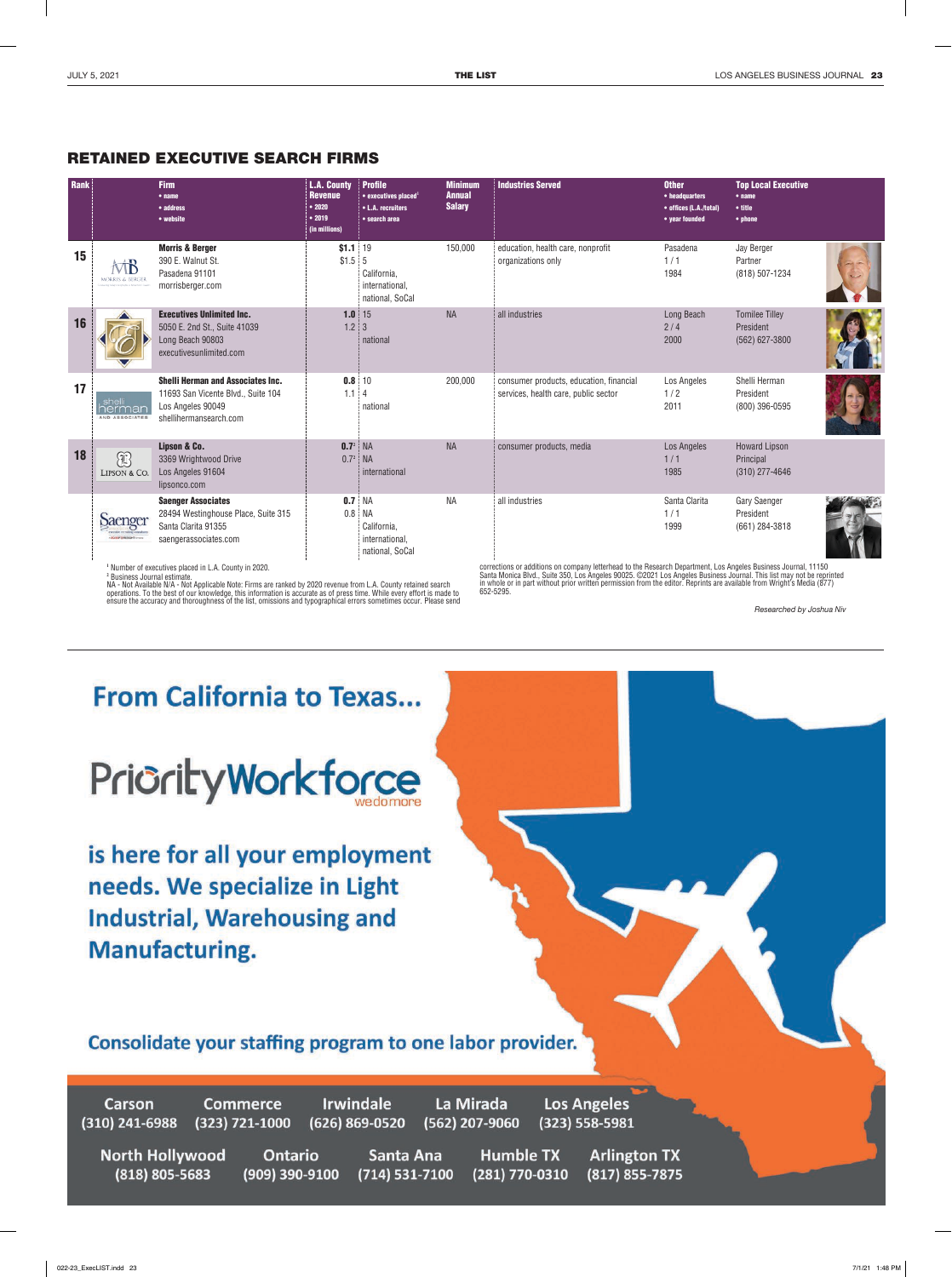## RETAINED EXECUTIVE SEARCH FIRMS

| Rank | Firm • name • address • website | L.A. County Revenue • 2020 • 2019 (in millions) | Profile • executives placed[1] • L.A. recruiters • search area | Minimum Annual Salary | Industries Served | Other • headquarters • offices (L.A./total) • year founded | Top Local Executive • name • title • phone |
|---|---|---|---|---|---|---|---|
| 15 | **Morris & Berger** 390 E. Walnut St. Pasadena 91101 morrisberger.com | **$1.1** $1.5 | 19 5 California, international, national, SoCal | 150,000 | education, health care, nonprofit organizations only | Pasadena 1 / 1 1984 | Jay Berger Partner (818) 507-1234 |
| 16 | **Executives Unlimited Inc.** 5050 E. 2nd St., Suite 41039 Long Beach 90803 executivesunlimited.com | **1.0** 1.2 | 15 3 national | NA | all industries | Long Beach 2 / 4 2000 | Tomilee Tilley President (562) 627-3800 |
| 17 | **Shelli Herman and Associates Inc.** 11693 San Vicente Blvd., Suite 104 Los Angeles 90049 shellihermansearch.com | **0.8** 1.1 | 10 4 national | 200,000 | consumer products, education, financial services, health care, public sector | Los Angeles 1 / 2 2011 | Shelli Herman President (800) 396-0595 |
| 18 | **Lipson & Co.** 3369 Wrightwood Drive Los Angeles 91604 lipsonco.com | **0.7**[2] 0.7[2] | NA NA international | NA | consumer products, media | Los Angeles 1 / 1 1985 | Howard Lipson Principal (310) 277-4646 |
| | **Saenger Associates** 28494 Westinghouse Place, Suite 315 Santa Clarita 91355 saengerassociates.com | **0.7** 0.8 | NA NA California, international, national, SoCal | NA | all industries | Santa Clarita 1 / 1 1999 | Gary Saenger President (661) 284-3818 |

[1] Number of executives placed in L.A. County in 2020.
[2] Business Journal estimate.
NA - Not Available N/A - Not Applicable Note: Firms are ranked by 2020 revenue from L.A. County retained search operations. To the best of our knowledge, this information is accurate as of press time. While every effort is made to ensure the accuracy and thoroughness of the list, omissions and typographical errors sometimes occur. Please send corrections or additions on company letterhead to the Research Department, Los Angeles Business Journal, 11150 Santa Monica Blvd., Suite 350, Los Angeles 90025. ©2021 Los Angeles Business Journal. This list may not be reprinted in whole or in part without prior written permission from the editor. Reprints are available from Wright's Media (877) 652-5295.

*Researched by Joshua Niv*

From California to Texas...

PriorityWorkforce wedomore

is here for all your employment needs. We specialize in Light Industrial, Warehousing and Manufacturing.

Consolidate your staffing program to one labor provider.

Carson (310) 241-6988 | Commerce (323) 721-1000 | Irwindale (626) 869-0520 | La Mirada (562) 207-9060 | Los Angeles (323) 558-5981

North Hollywood (818) 805-5683 | Ontario (909) 390-9100 | Santa Ana (714) 531-7100 | Humble TX (281) 770-0310 | Arlington TX (817) 855-7875